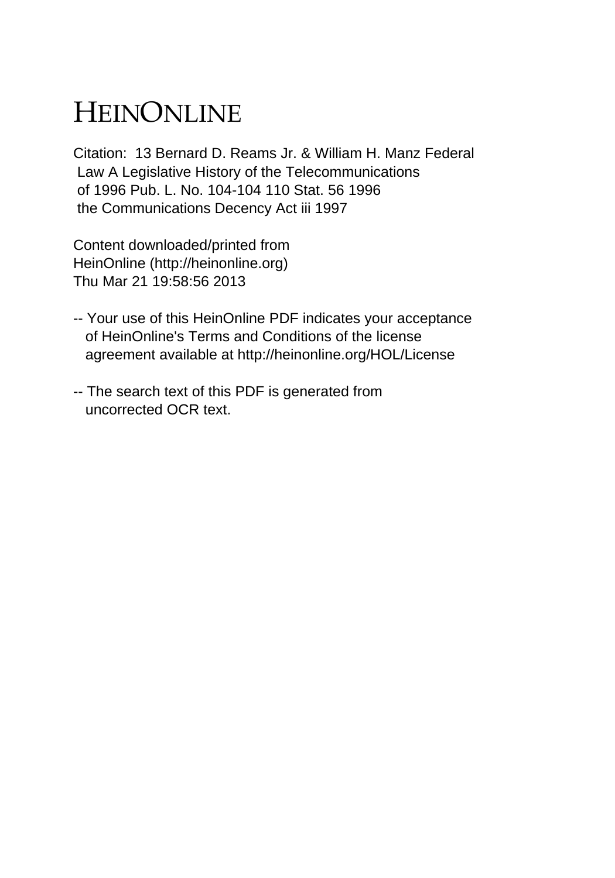# HEINONLINE

Citation: 13 Bernard D. Reams Jr. & William H. Manz Federal Law A Legislative History of the Telecommunications of 1996 Pub. L. No. 104-104 110 Stat. 56 1996 the Communications Decency Act iii 1997

Content downloaded/printed from HeinOnline (http://heinonline.org) Thu Mar 21 19:58:56 2013

-- Your use of this HeinOnline PDF indicates your acceptance of HeinOnline's Terms and Conditions of the license agreement available at http://heinonline.org/HOL/License

-- The search text of this PDF is generated from uncorrected OCR text.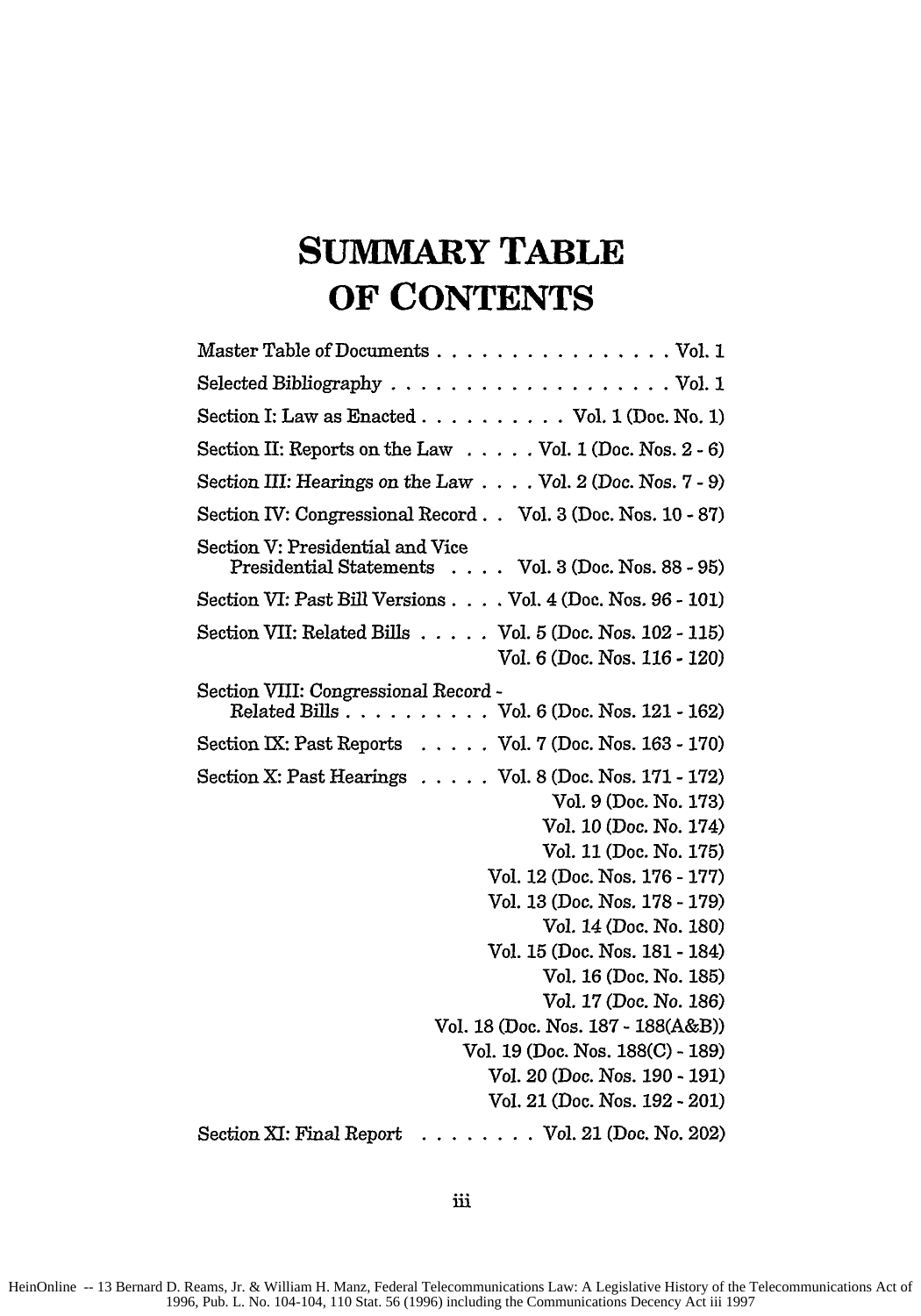# SUMMARY TABLE OF CONTENTS

| | |
|---|---|
| Master Table of Documents | Vol. 1 |
| Selected Bibliography | Vol. 1 |
| Section I: Law as Enacted | Vol. 1 (Doc. No. 1) |
| Section II: Reports on the Law | Vol. 1 (Doc. Nos. 2 - 6) |
| Section III: Hearings on the Law | Vol. 2 (Doc. Nos. 7 - 9) |
| Section IV: Congressional Record | Vol. 3 (Doc. Nos. 10 - 87) |
| Section V: Presidential and Vice Presidential Statements | Vol. 3 (Doc. Nos. 88 - 95) |
| Section VI: Past Bill Versions | Vol. 4 (Doc. Nos. 96 - 101) |
| Section VII: Related Bills | Vol. 5 (Doc. Nos. 102 - 115) |
| | Vol. 6 (Doc. Nos. 116 - 120) |
| Section VIII: Congressional Record - Related Bills | Vol. 6 (Doc. Nos. 121 - 162) |
| Section IX: Past Reports | Vol. 7 (Doc. Nos. 163 - 170) |
| Section X: Past Hearings | Vol. 8 (Doc. Nos. 171 - 172) |
| | Vol. 9 (Doc. No. 173) |
| | Vol. 10 (Doc. No. 174) |
| | Vol. 11 (Doc. No. 175) |
| | Vol. 12 (Doc. Nos. 176 - 177) |
| | Vol. 13 (Doc. Nos. 178 - 179) |
| | Vol. 14 (Doc. No. 180) |
| | Vol. 15 (Doc. Nos. 181 - 184) |
| | Vol. 16 (Doc. No. 185) |
| | Vol. 17 (Doc. No. 186) |
| | Vol. 18 (Doc. Nos. 187 - 188(A&B)) |
| | Vol. 19 (Doc. Nos. 188(C) - 189) |
| | Vol. 20 (Doc. Nos. 190 - 191) |
| | Vol. 21 (Doc. Nos. 192 - 201) |
| Section XI: Final Report | Vol. 21 (Doc. No. 202) |